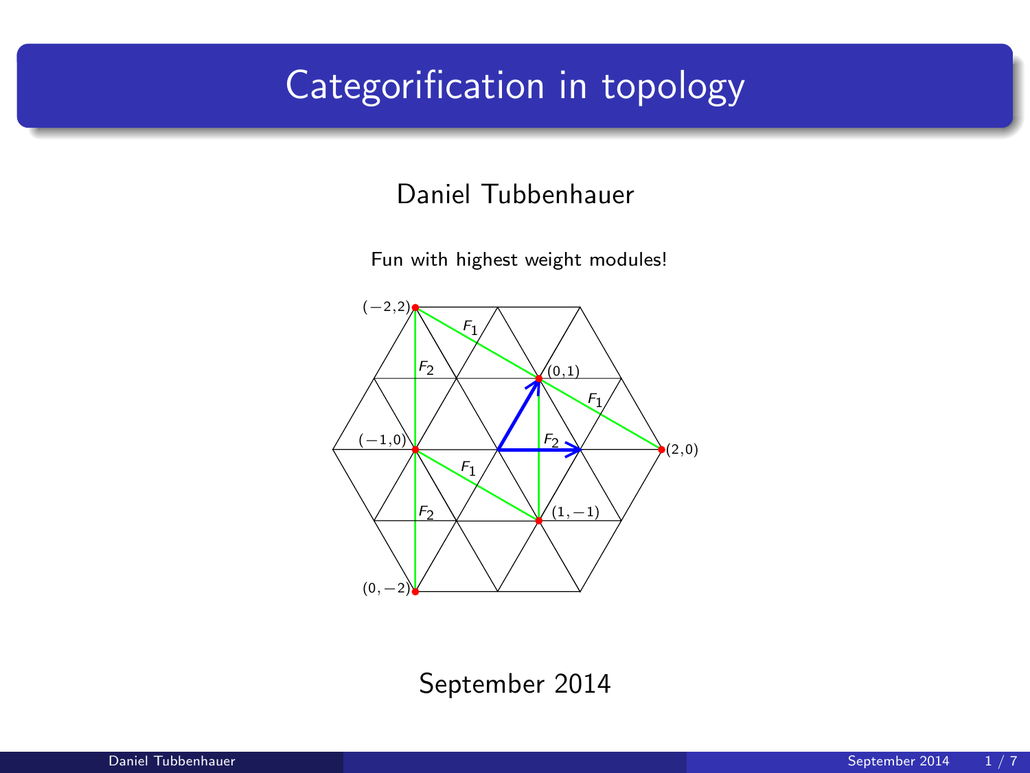# Categorification in topology

Daniel Tubbenhauer

Fun with highest weight modules!

September 2014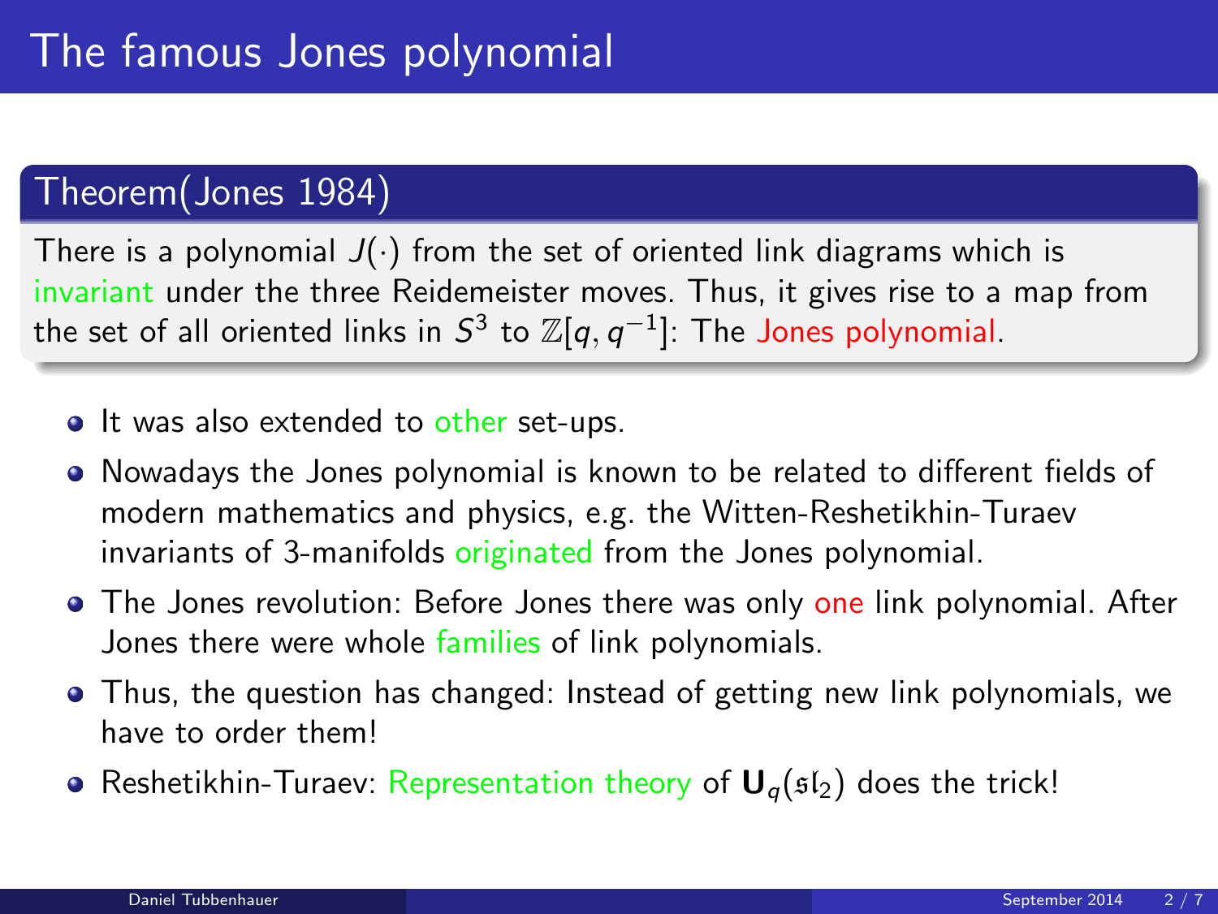# The famous Jones polynomial

**Theorem (Jones 1984)**

There is a polynomial $J(\cdot)$ from the set of oriented link diagrams which is invariant under the three Reidemeister moves. Thus, it gives rise to a map from the set of all oriented links in $S^3$ to $\mathbb{Z}[q, q^{-1}]$: The Jones polynomial.

- It was also extended to other set-ups.
- Nowadays the Jones polynomial is known to be related to different fields of modern mathematics and physics, e.g. the Witten-Reshetikhin-Turaev invariants of 3-manifolds originated from the Jones polynomial.
- The Jones revolution: Before Jones there was only one link polynomial. After Jones there were whole families of link polynomials.
- Thus, the question has changed: Instead of getting new link polynomials, we have to order them!
- Reshetikhin-Turaev: Representation theory of $\mathbf{U}_q(\mathfrak{sl}_2)$ does the trick!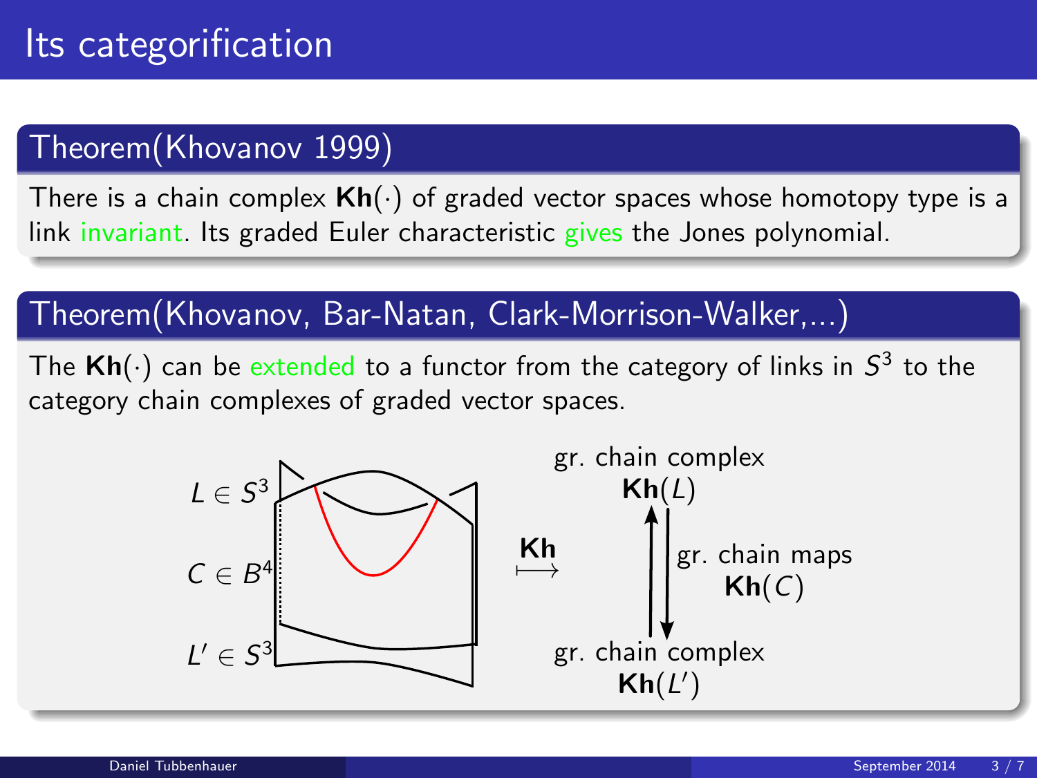# Its categorification

## Theorem(Khovanov 1999)

There is a chain complex $\mathbf{Kh}(\cdot)$ of graded vector spaces whose homotopy type is a link invariant. Its graded Euler characteristic gives the Jones polynomial.

## Theorem(Khovanov, Bar-Natan, Clark-Morrison-Walker,...)

The $\mathbf{Kh}(\cdot)$ can be extended to a functor from the category of links in $S^3$ to the category chain complexes of graded vector spaces.

$L \in S^3$

$C \in B^4$

$L' \in S^3$

$\xrightarrow{\mathbf{Kh}}$

gr. chain complex $\mathbf{Kh}(L)$

gr. chain maps $\mathbf{Kh}(C)$

gr. chain complex $\mathbf{Kh}(L')$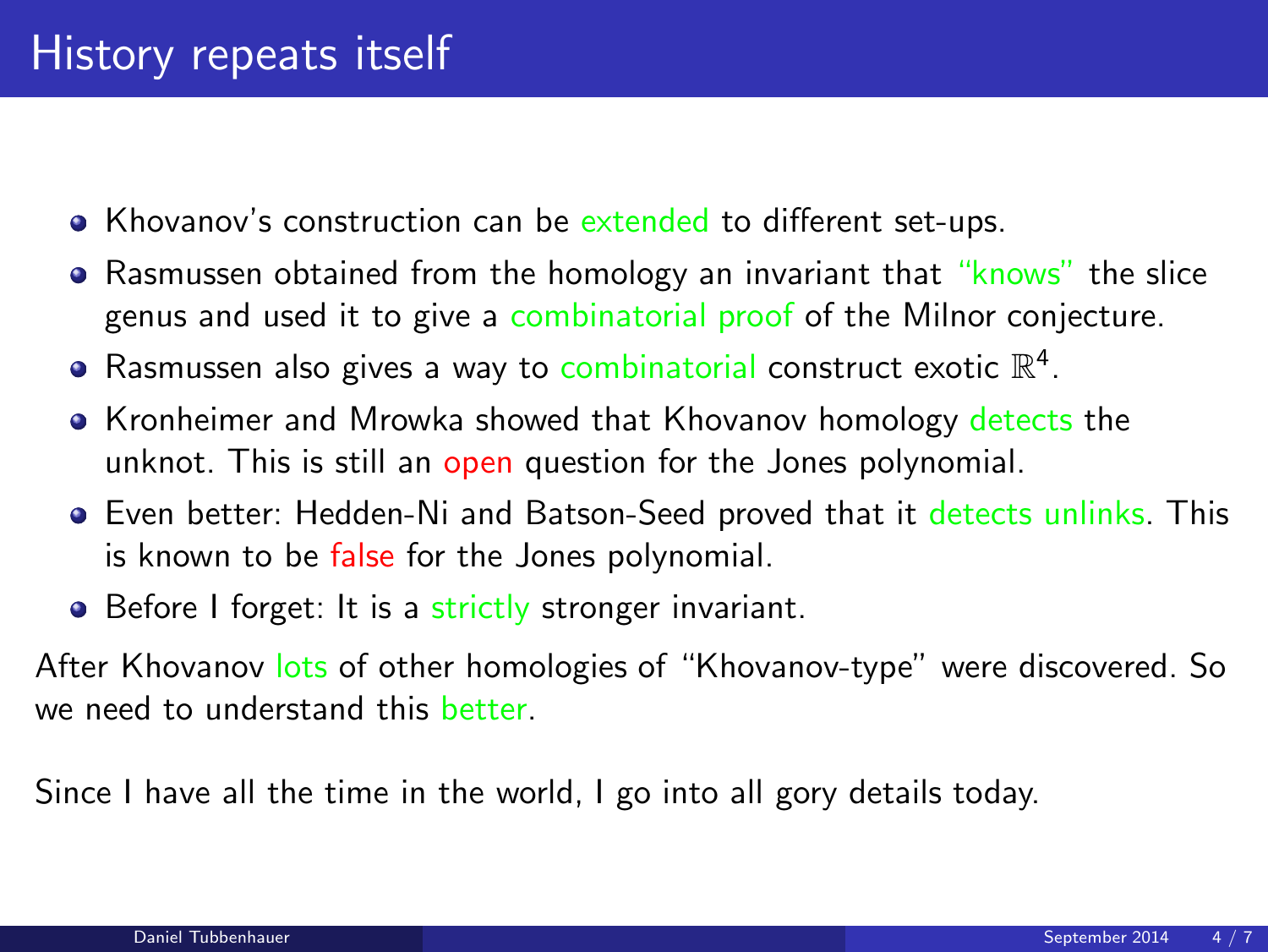# History repeats itself

- Khovanov's construction can be extended to different set-ups.
- Rasmussen obtained from the homology an invariant that "knows" the slice genus and used it to give a combinatorial proof of the Milnor conjecture.
- Rasmussen also gives a way to combinatorial construct exotic $\mathbb{R}^4$.
- Kronheimer and Mrowka showed that Khovanov homology detects the unknot. This is still an open question for the Jones polynomial.
- Even better: Hedden-Ni and Batson-Seed proved that it detects unlinks. This is known to be false for the Jones polynomial.
- Before I forget: It is a strictly stronger invariant.

After Khovanov lots of other homologies of "Khovanov-type" were discovered. So we need to understand this better.

Since I have all the time in the world, I go into all gory details today.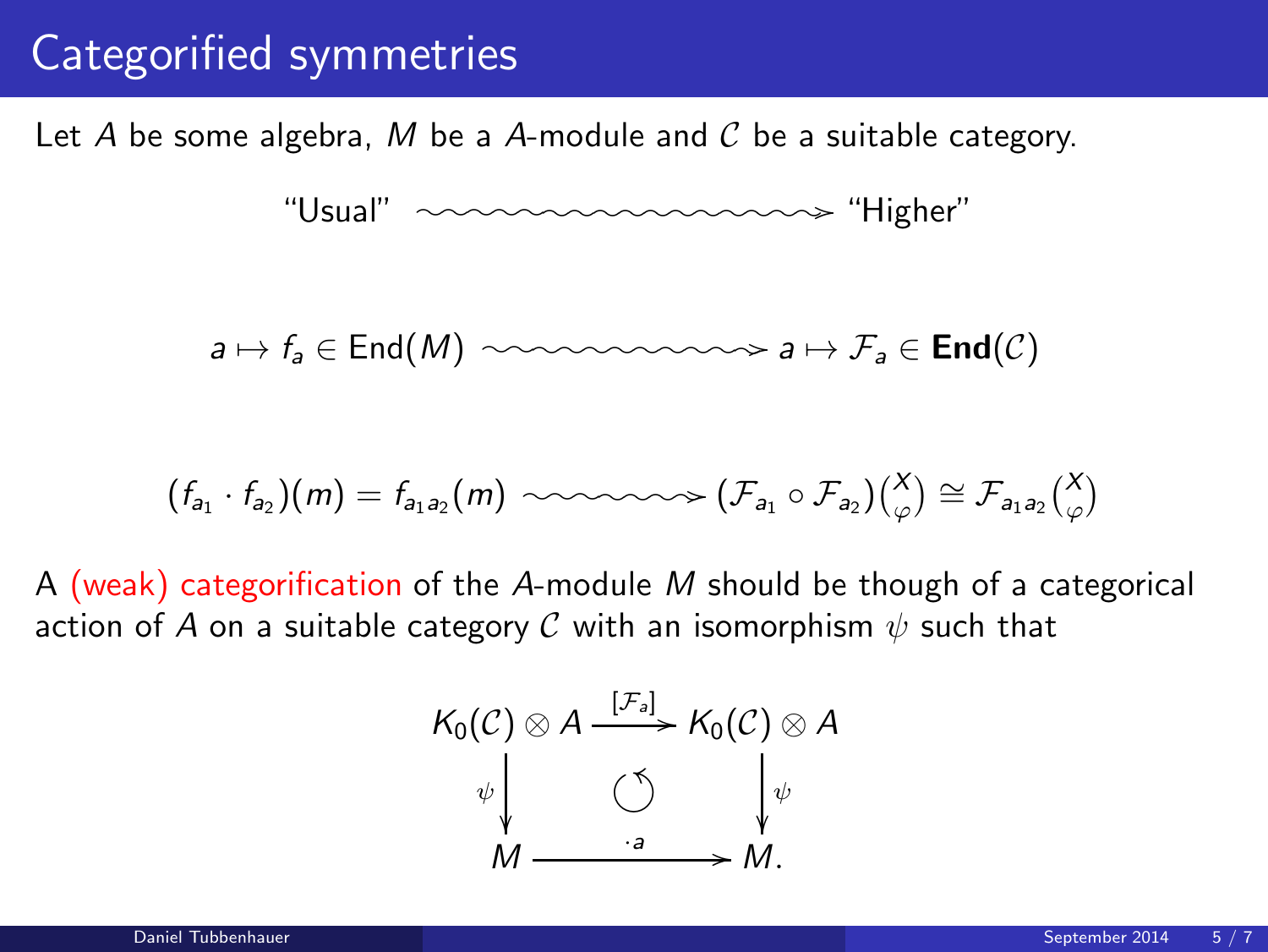# Categorified symmetries

Let $A$ be some algebra, $M$ be a $A$-module and $\mathcal{C}$ be a suitable category.

$$\text{“Usual”} \rightsquigarrow \text{“Higher”}$$

$$a \mapsto f_a \in \mathrm{End}(M) \rightsquigarrow a \mapsto \mathcal{F}_a \in \mathbf{End}(\mathcal{C})$$

$$(f_{a_1} \cdot f_{a_2})(m) = f_{a_1 a_2}(m) \rightsquigarrow (\mathcal{F}_{a_1} \circ \mathcal{F}_{a_2})\binom{X}{\varphi} \cong \mathcal{F}_{a_1 a_2}\binom{X}{\varphi}$$

A (weak) categorification of the $A$-module $M$ should be though of a categorical action of $A$ on a suitable category $\mathcal{C}$ with an isomorphism $\psi$ such that

$$\begin{array}{ccc} K_0(\mathcal{C}) \otimes A & \xrightarrow{[\mathcal{F}_a]} & K_0(\mathcal{C}) \otimes A \\ \psi \downarrow & \circlearrowleft & \downarrow \psi \\ M & \xrightarrow{\cdot a} & M. \end{array}$$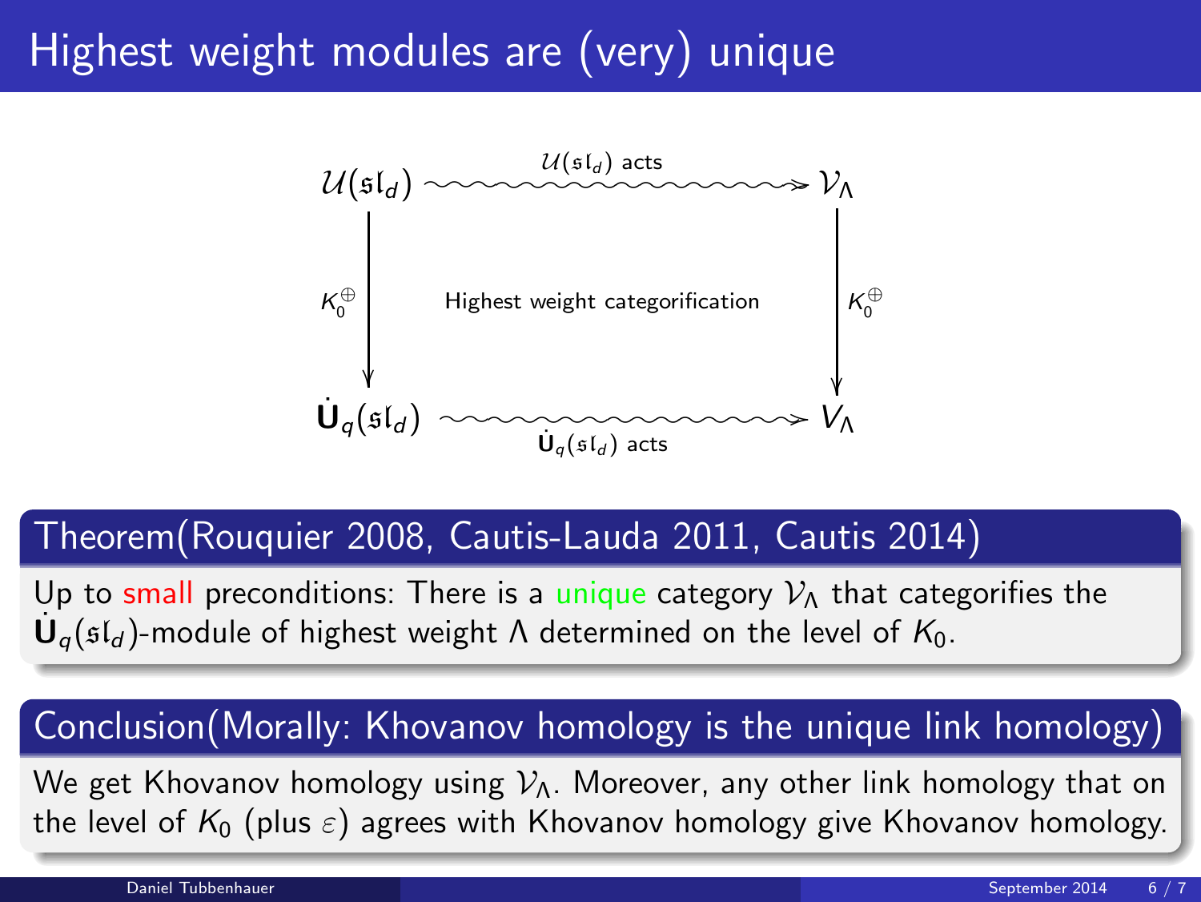# Highest weight modules are (very) unique

$$
\begin{array}{ccc}
\mathcal{U}(\mathfrak{sl}_d) & \xrightarrow{\mathcal{U}(\mathfrak{sl}_d)\text{ acts}} & \mathcal{V}_\Lambda \\
\downarrow K_0^{\oplus} & \text{Highest weight categorification} & \downarrow K_0^{\oplus} \\
\dot{\mathbf{U}}_q(\mathfrak{sl}_d) & \xrightarrow[\dot{\mathbf{U}}_q(\mathfrak{sl}_d)\text{ acts}]{} & V_\Lambda
\end{array}
$$

## Theorem(Rouquier 2008, Cautis-Lauda 2011, Cautis 2014)

Up to small preconditions: There is a unique category $\mathcal{V}_\Lambda$ that categorifies the $\dot{\mathbf{U}}_q(\mathfrak{sl}_d)$-module of highest weight $\Lambda$ determined on the level of $K_0$.

## Conclusion(Morally: Khovanov homology is the unique link homology)

We get Khovanov homology using $\mathcal{V}_\Lambda$. Moreover, any other link homology that on the level of $K_0$ (plus $\varepsilon$) agrees with Khovanov homology give Khovanov homology.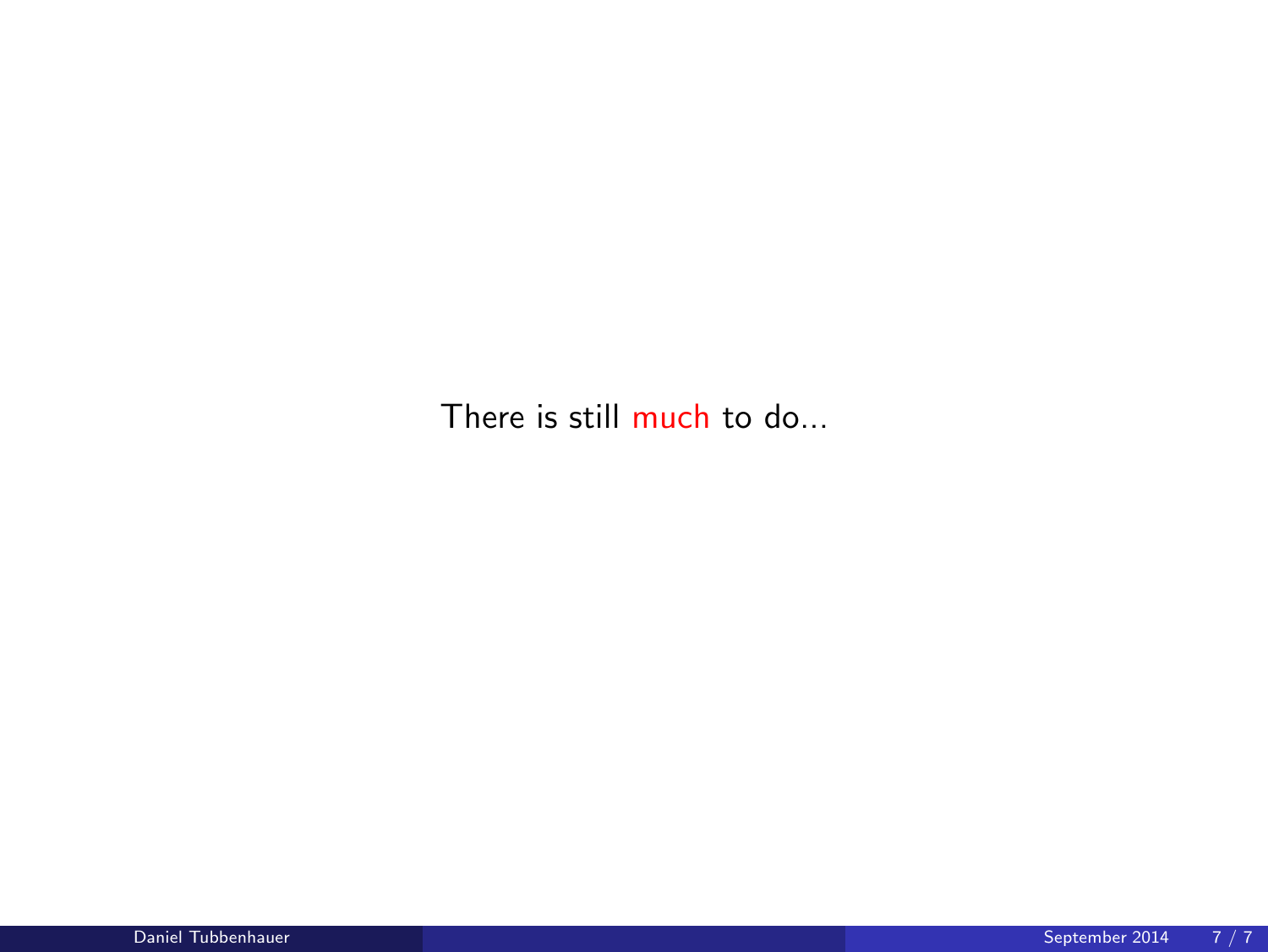There is still much to do...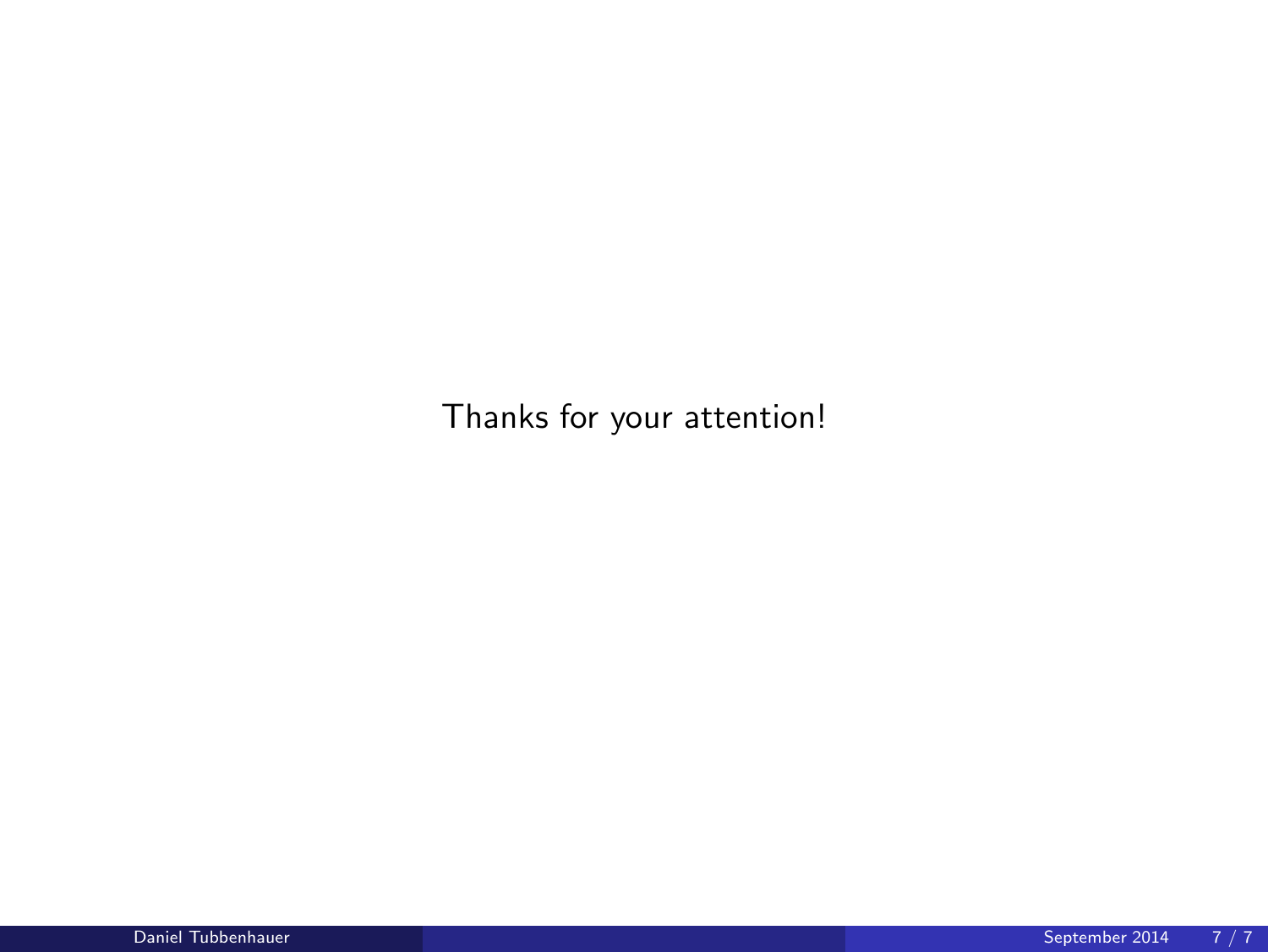Thanks for your attention!